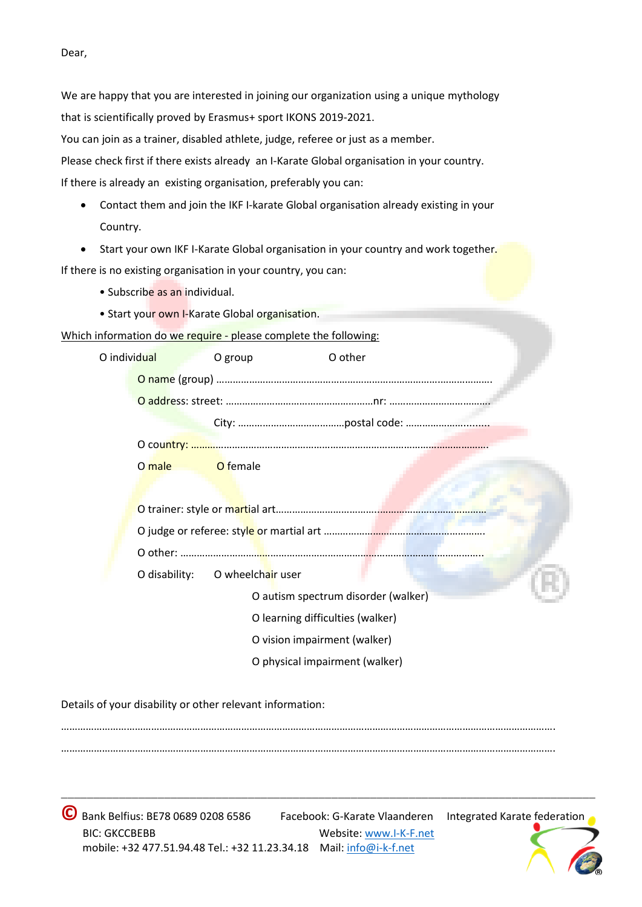Dear,

We are happy that you are interested in joining our organization using a unique mythology that is scientifically proved by Erasmus+ sport IKONS 2019-2021.

You can join as a trainer, disabled athlete, judge, referee or just as a member.

Please check first if there exists already an I-Karate Global organisation in your country.

If there is already an existing organisation, preferably you can:

- Contact them and join the IKF I-karate Global organisation already existing in your Country.
- Start your own IKF I-Karate Global organisation in your country and work together.

If there is no existing organisation in your country, you can:

- Subscribe as an individual.
- Start your own I-Karate Global organisation.

<u>Which information do we require - please complete the following:</u>

O individual O group O other

O name (group) ………………………………………………………………………………………

O address: street: ………………………………………………nr: ………………………………

City: ………………………………postal code: …………………………

O country: ………………………………………………………………………………………………

O male O female

O trainer: style or martial art……………………………………………………………………

O judge or referee: style or martial art ……………………………………………………

O other: …………………………………………………………………………………………………

O disability: O wheelchair user

O autism spectrum disorder (walker)

O learning difficulties (walker)

O vision impairment (walker)

O physical impairment (walker)

Details of your disability or other relevant information:

…………………………………………………………………………………………………………………………………………

…………………………………………………………………………………………………………………………………………

---

© Bank Belfius: BE78 0689 0208 6586 Facebook: G-Karate Vlaanderen Integrated Karate federation

BIC: GKCCBEBB Website: www.I-K-F.net

mobile: +32 477.51.94.48 Tel.: +32 11.23.34.18 Mail: info@i-k-f.net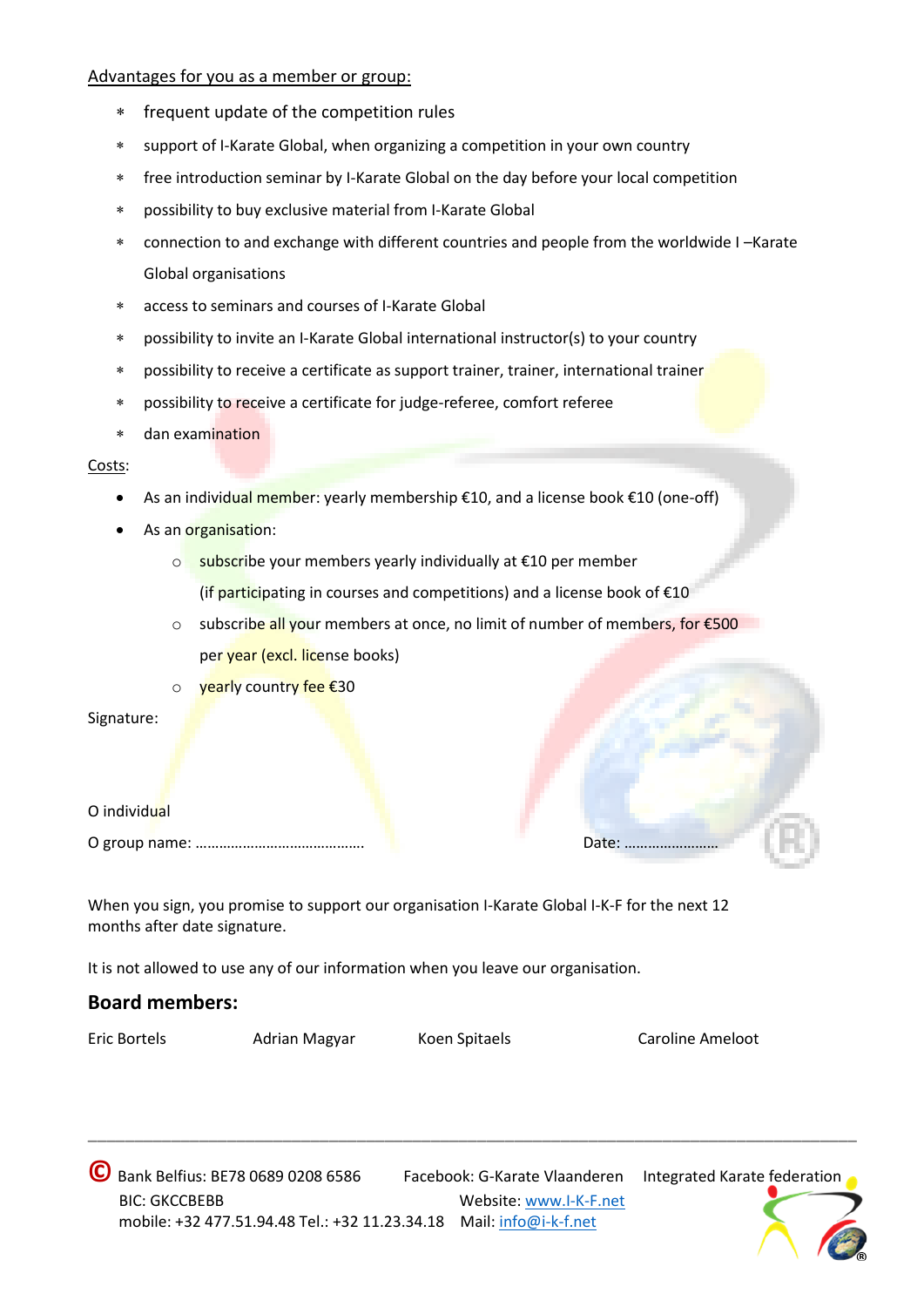Advantages for you as a member or group:

- frequent update of the competition rules
- support of I-Karate Global, when organizing a competition in your own country
- free introduction seminar by I-Karate Global on the day before your local competition
- possibility to buy exclusive material from I-Karate Global
- connection to and exchange with different countries and people from the worldwide I –Karate Global organisations
- access to seminars and courses of I-Karate Global
- possibility to invite an I-Karate Global international instructor(s) to your country
- possibility to receive a certificate as support trainer, trainer, international trainer
- possibility to receive a certificate for judge-referee, comfort referee
- dan examination

Costs:

- As an individual member: yearly membership €10, and a license book €10 (one-off)
- As an organisation:
  - subscribe your members yearly individually at €10 per member (if participating in courses and competitions) and a license book of €10
  - subscribe all your members at once, no limit of number of members, for €500 per year (excl. license books)
  - yearly country fee €30

Signature:

O individual

O group name: …………………………………… Date: ……………………

When you sign, you promise to support our organisation I-Karate Global I-K-F for the next 12 months after date signature.

It is not allowed to use any of our information when you leave our organisation.

## Board members:

Eric Bortels Adrian Magyar Koen Spitaels Caroline Ameloot

---

© Bank Belfius: BE78 0689 0208 6586 Facebook: G-Karate Vlaanderen Integrated Karate federation
BIC: GKCCBEBB Website: www.I-K-F.net
mobile: +32 477.51.94.48 Tel.: +32 11.23.34.18 Mail: info@i-k-f.net